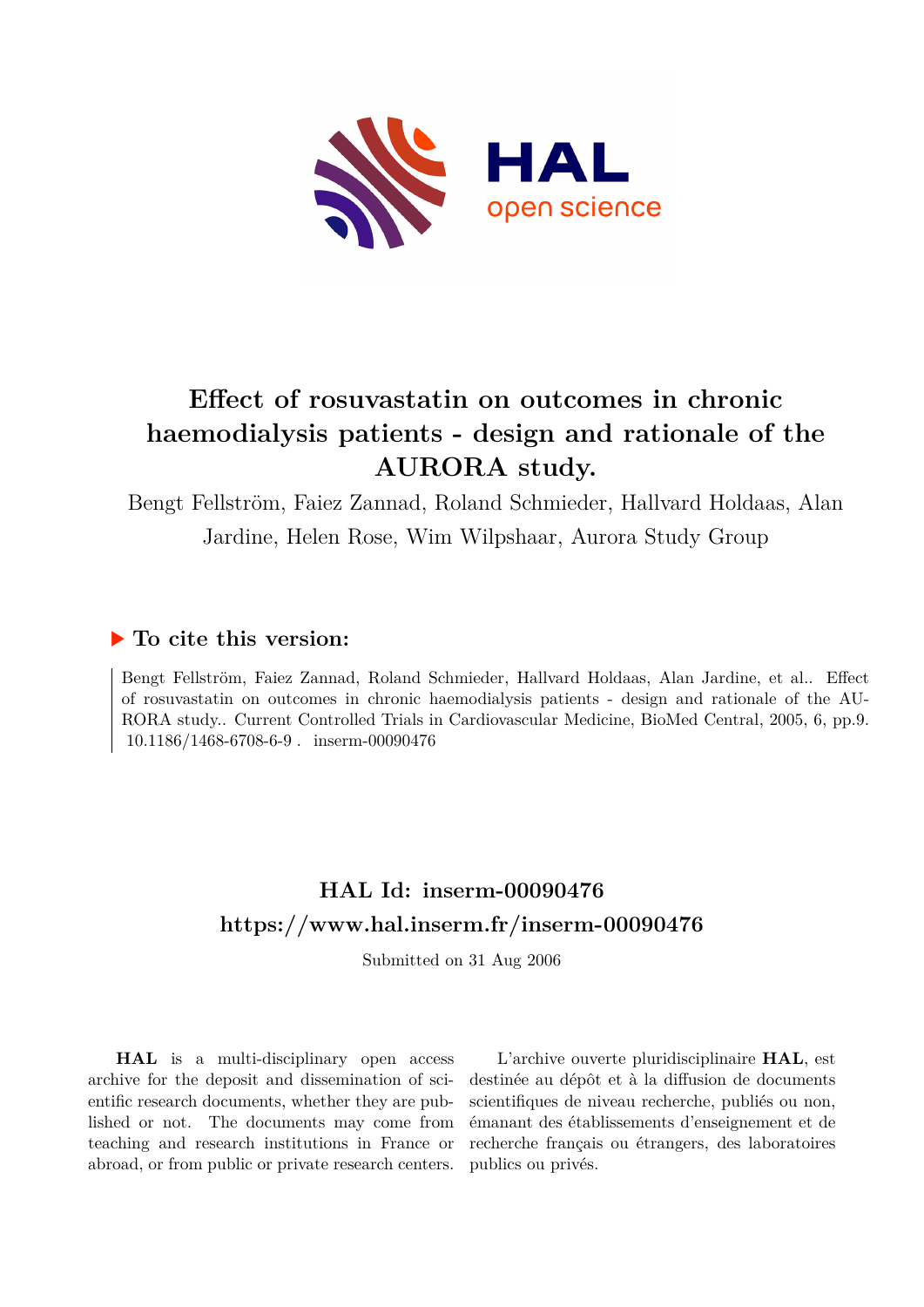# Effect of rosuvastatin on outcomes in chronic haemodialysis patients - design and rationale of the AURORA study.

Bengt Fellström, Faiez Zannad, Roland Schmieder, Hallvard Holdaas, Alan Jardine, Helen Rose, Wim Wilpshaar, Aurora Study Group

## ▶ To cite this version:

Bengt Fellström, Faiez Zannad, Roland Schmieder, Hallvard Holdaas, Alan Jardine, et al.. Effect of rosuvastatin on outcomes in chronic haemodialysis patients - design and rationale of the AURORA study.. Current Controlled Trials in Cardiovascular Medicine, BioMed Central, 2005, 6, pp.9. 10.1186/1468-6708-6-9 . inserm-00090476

## HAL Id: inserm-00090476

## https://www.hal.inserm.fr/inserm-00090476

Submitted on 31 Aug 2006

**HAL** is a multi-disciplinary open access archive for the deposit and dissemination of scientific research documents, whether they are published or not. The documents may come from teaching and research institutions in France or abroad, or from public or private research centers.

L'archive ouverte pluridisciplinaire **HAL**, est destinée au dépôt et à la diffusion de documents scientifiques de niveau recherche, publiés ou non, émanant des établissements d'enseignement et de recherche français ou étrangers, des laboratoires publics ou privés.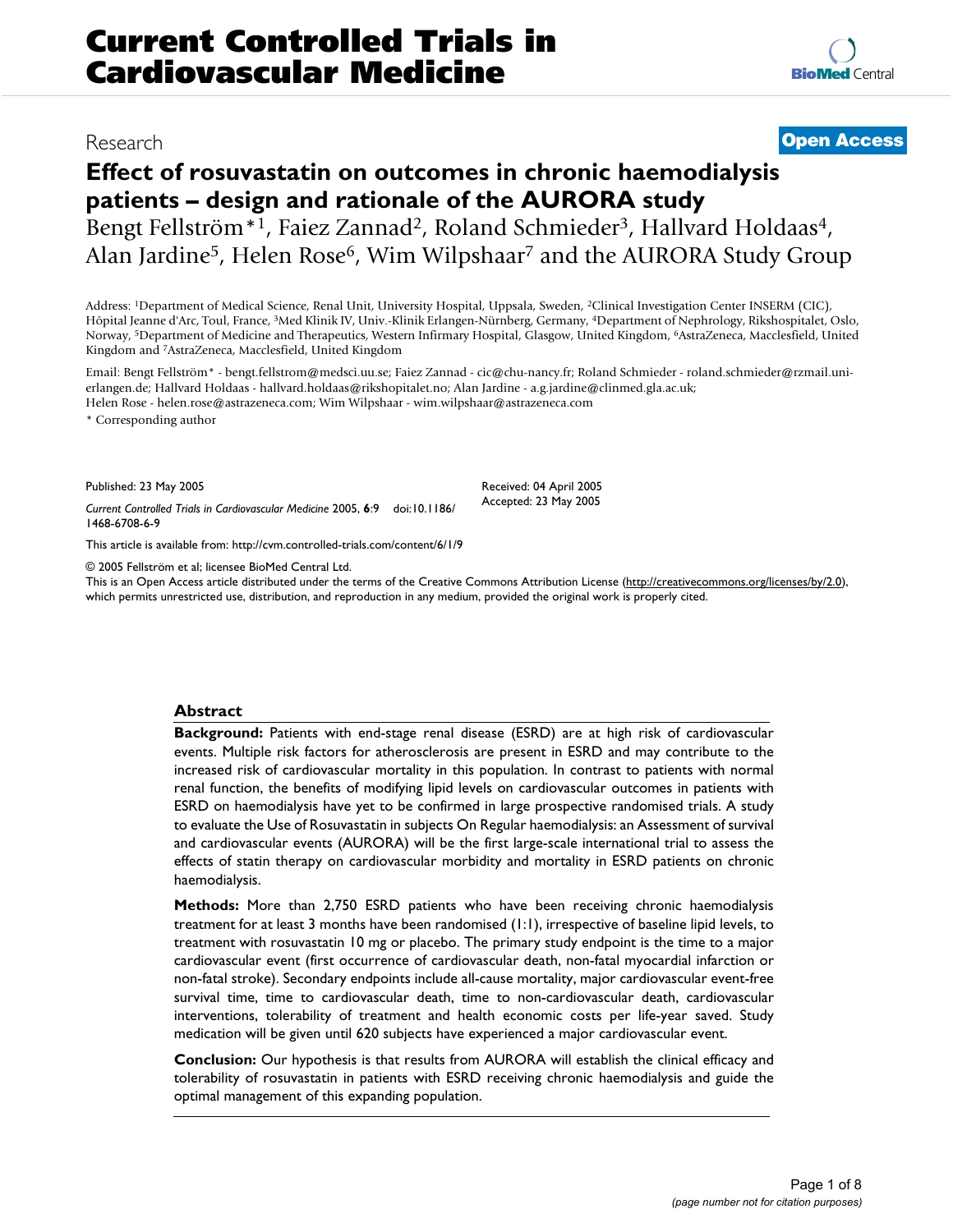# Effect of rosuvastatin on outcomes in chronic haemodialysis patients – design and rationale of the AURORA study

Bengt Fellström*[1], Faiez Zannad[2], Roland Schmieder[3], Hallvard Holdaas[4], Alan Jardine[5], Helen Rose[6], Wim Wilpshaar[7] and the AURORA Study Group

Address: [1]Department of Medical Science, Renal Unit, University Hospital, Uppsala, Sweden, [2]Clinical Investigation Center INSERM (CIC), Hôpital Jeanne d'Arc, Toul, France, [3]Med Klinik IV, Univ.-Klinik Erlangen-Nürnberg, Germany, [4]Department of Nephrology, Rikshospitalet, Oslo, Norway, [5]Department of Medicine and Therapeutics, Western Infirmary Hospital, Glasgow, United Kingdom, [6]AstraZeneca, Macclesfield, United Kingdom and [7]AstraZeneca, Macclesfield, United Kingdom

Email: Bengt Fellström* - bengt.fellstrom@medsci.uu.se; Faiez Zannad - cic@chu-nancy.fr; Roland Schmieder - roland.schmieder@rzmail.uni-erlangen.de; Hallvard Holdaas - hallvard.holdaas@rikshopitalet.no; Alan Jardine - a.g.jardine@clinmed.gla.ac.uk; Helen Rose - helen.rose@astrazeneca.com; Wim Wilpshaar - wim.wilpshaar@astrazeneca.com

* Corresponding author

Published: 23 May 2005

*Current Controlled Trials in Cardiovascular Medicine* 2005, **6**:9 doi:10.1186/1468-6708-6-9

Received: 04 April 2005
Accepted: 23 May 2005

This article is available from: http://cvm.controlled-trials.com/content/6/1/9

© 2005 Fellström et al; licensee BioMed Central Ltd.
This is an Open Access article distributed under the terms of the Creative Commons Attribution License (http://creativecommons.org/licenses/by/2.0), which permits unrestricted use, distribution, and reproduction in any medium, provided the original work is properly cited.

## Abstract

**Background:** Patients with end-stage renal disease (ESRD) are at high risk of cardiovascular events. Multiple risk factors for atherosclerosis are present in ESRD and may contribute to the increased risk of cardiovascular mortality in this population. In contrast to patients with normal renal function, the benefits of modifying lipid levels on cardiovascular outcomes in patients with ESRD on haemodialysis have yet to be confirmed in large prospective randomised trials. A study to evaluate the Use of Rosuvastatin in subjects On Regular haemodialysis: an Assessment of survival and cardiovascular events (AURORA) will be the first large-scale international trial to assess the effects of statin therapy on cardiovascular morbidity and mortality in ESRD patients on chronic haemodialysis.

**Methods:** More than 2,750 ESRD patients who have been receiving chronic haemodialysis treatment for at least 3 months have been randomised (1:1), irrespective of baseline lipid levels, to treatment with rosuvastatin 10 mg or placebo. The primary study endpoint is the time to a major cardiovascular event (first occurrence of cardiovascular death, non-fatal myocardial infarction or non-fatal stroke). Secondary endpoints include all-cause mortality, major cardiovascular event-free survival time, time to cardiovascular death, time to non-cardiovascular death, cardiovascular interventions, tolerability of treatment and health economic costs per life-year saved. Study medication will be given until 620 subjects have experienced a major cardiovascular event.

**Conclusion:** Our hypothesis is that results from AURORA will establish the clinical efficacy and tolerability of rosuvastatin in patients with ESRD receiving chronic haemodialysis and guide the optimal management of this expanding population.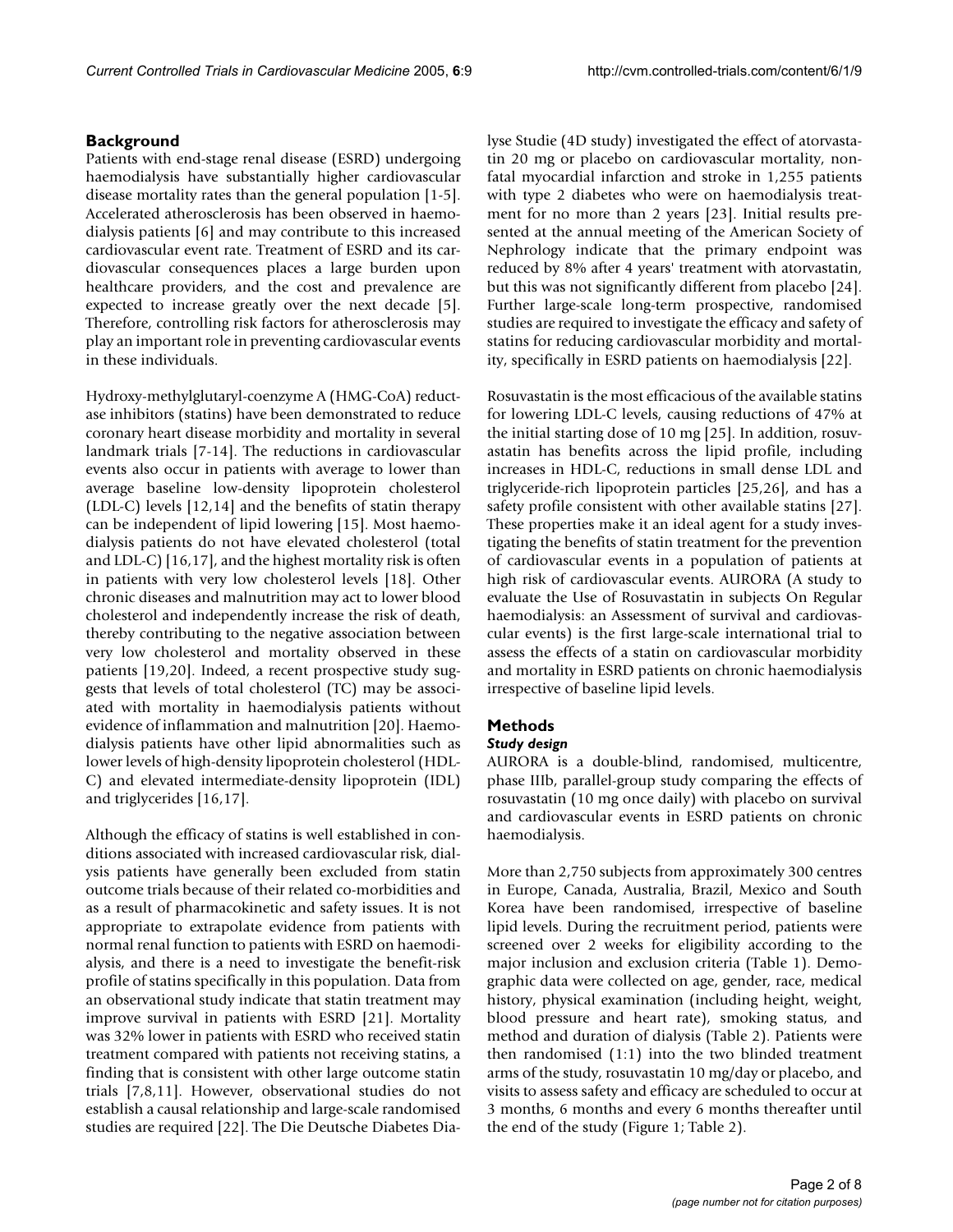## Background

Patients with end-stage renal disease (ESRD) undergoing haemodialysis have substantially higher cardiovascular disease mortality rates than the general population [1-5]. Accelerated atherosclerosis has been observed in haemodialysis patients [6] and may contribute to this increased cardiovascular event rate. Treatment of ESRD and its cardiovascular consequences places a large burden upon healthcare providers, and the cost and prevalence are expected to increase greatly over the next decade [5]. Therefore, controlling risk factors for atherosclerosis may play an important role in preventing cardiovascular events in these individuals.

Hydroxy-methylglutaryl-coenzyme A (HMG-CoA) reductase inhibitors (statins) have been demonstrated to reduce coronary heart disease morbidity and mortality in several landmark trials [7-14]. The reductions in cardiovascular events also occur in patients with average to lower than average baseline low-density lipoprotein cholesterol (LDL-C) levels [12,14] and the benefits of statin therapy can be independent of lipid lowering [15]. Most haemodialysis patients do not have elevated cholesterol (total and LDL-C) [16,17], and the highest mortality risk is often in patients with very low cholesterol levels [18]. Other chronic diseases and malnutrition may act to lower blood cholesterol and independently increase the risk of death, thereby contributing to the negative association between very low cholesterol and mortality observed in these patients [19,20]. Indeed, a recent prospective study suggests that levels of total cholesterol (TC) may be associated with mortality in haemodialysis patients without evidence of inflammation and malnutrition [20]. Haemodialysis patients have other lipid abnormalities such as lower levels of high-density lipoprotein cholesterol (HDL-C) and elevated intermediate-density lipoprotein (IDL) and triglycerides [16,17].

Although the efficacy of statins is well established in conditions associated with increased cardiovascular risk, dialysis patients have generally been excluded from statin outcome trials because of their related co-morbidities and as a result of pharmacokinetic and safety issues. It is not appropriate to extrapolate evidence from patients with normal renal function to patients with ESRD on haemodialysis, and there is a need to investigate the benefit-risk profile of statins specifically in this population. Data from an observational study indicate that statin treatment may improve survival in patients with ESRD [21]. Mortality was 32% lower in patients with ESRD who received statin treatment compared with patients not receiving statins, a finding that is consistent with other large outcome statin trials [7,8,11]. However, observational studies do not establish a causal relationship and large-scale randomised studies are required [22]. The Die Deutsche Diabetes Dialyse Studie (4D study) investigated the effect of atorvastatin 20 mg or placebo on cardiovascular mortality, non-fatal myocardial infarction and stroke in 1,255 patients with type 2 diabetes who were on haemodialysis treatment for no more than 2 years [23]. Initial results presented at the annual meeting of the American Society of Nephrology indicate that the primary endpoint was reduced by 8% after 4 years' treatment with atorvastatin, but this was not significantly different from placebo [24]. Further large-scale long-term prospective, randomised studies are required to investigate the efficacy and safety of statins for reducing cardiovascular morbidity and mortality, specifically in ESRD patients on haemodialysis [22].

Rosuvastatin is the most efficacious of the available statins for lowering LDL-C levels, causing reductions of 47% at the initial starting dose of 10 mg [25]. In addition, rosuvastatin has benefits across the lipid profile, including increases in HDL-C, reductions in small dense LDL and triglyceride-rich lipoprotein particles [25,26], and has a safety profile consistent with other available statins [27]. These properties make it an ideal agent for a study investigating the benefits of statin treatment for the prevention of cardiovascular events in a population of patients at high risk of cardiovascular events. AURORA (A study to evaluate the Use of Rosuvastatin in subjects On Regular haemodialysis: an Assessment of survival and cardiovascular events) is the first large-scale international trial to assess the effects of a statin on cardiovascular morbidity and mortality in ESRD patients on chronic haemodialysis irrespective of baseline lipid levels.

## Methods

### *Study design*

AURORA is a double-blind, randomised, multicentre, phase IIIb, parallel-group study comparing the effects of rosuvastatin (10 mg once daily) with placebo on survival and cardiovascular events in ESRD patients on chronic haemodialysis.

More than 2,750 subjects from approximately 300 centres in Europe, Canada, Australia, Brazil, Mexico and South Korea have been randomised, irrespective of baseline lipid levels. During the recruitment period, patients were screened over 2 weeks for eligibility according to the major inclusion and exclusion criteria (Table 1). Demographic data were collected on age, gender, race, medical history, physical examination (including height, weight, blood pressure and heart rate), smoking status, and method and duration of dialysis (Table 2). Patients were then randomised (1:1) into the two blinded treatment arms of the study, rosuvastatin 10 mg/day or placebo, and visits to assess safety and efficacy are scheduled to occur at 3 months, 6 months and every 6 months thereafter until the end of the study (Figure 1; Table 2).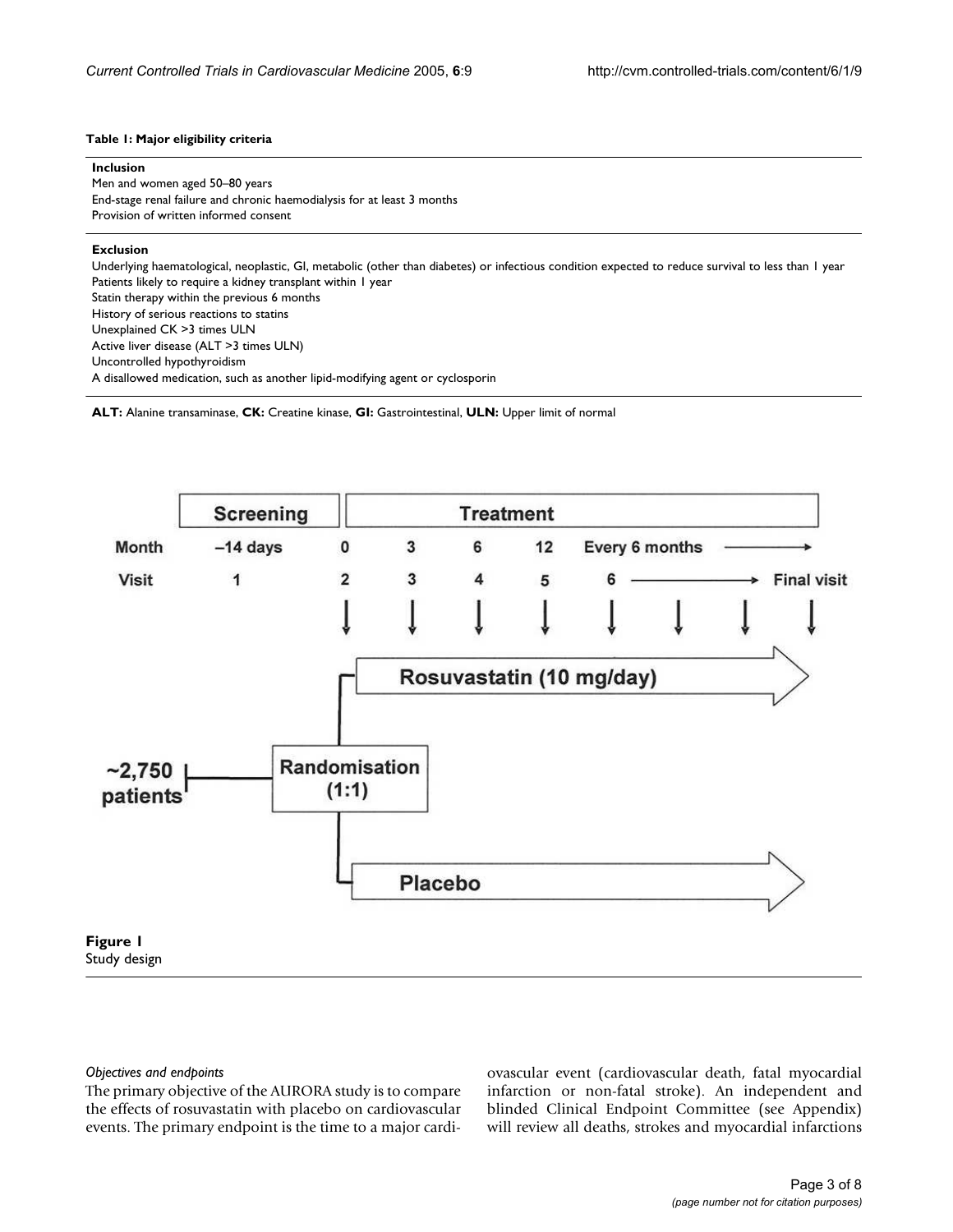**Table 1: Major eligibility criteria**

| |
|---|
| **Inclusion** |
| Men and women aged 50–80 years |
| End-stage renal failure and chronic haemodialysis for at least 3 months |
| Provision of written informed consent |
| **Exclusion** |
| Underlying haematological, neoplastic, GI, metabolic (other than diabetes) or infectious condition expected to reduce survival to less than 1 year |
| Patients likely to require a kidney transplant within 1 year |
| Statin therapy within the previous 6 months |
| History of serious reactions to statins |
| Unexplained CK >3 times ULN |
| Active liver disease (ALT >3 times ULN) |
| Uncontrolled hypothyroidism |
| A disallowed medication, such as another lipid-modifying agent or cyclosporin |

**ALT:** Alanine transaminase, **CK:** Creatine kinase, **GI:** Gastrointestinal, **ULN:** Upper limit of normal

**Figure 1**
Study design

*Objectives and endpoints*

The primary objective of the AURORA study is to compare the effects of rosuvastatin with placebo on cardiovascular events. The primary endpoint is the time to a major cardiovascular event (cardiovascular death, fatal myocardial infarction or non-fatal stroke). An independent and blinded Clinical Endpoint Committee (see Appendix) will review all deaths, strokes and myocardial infarctions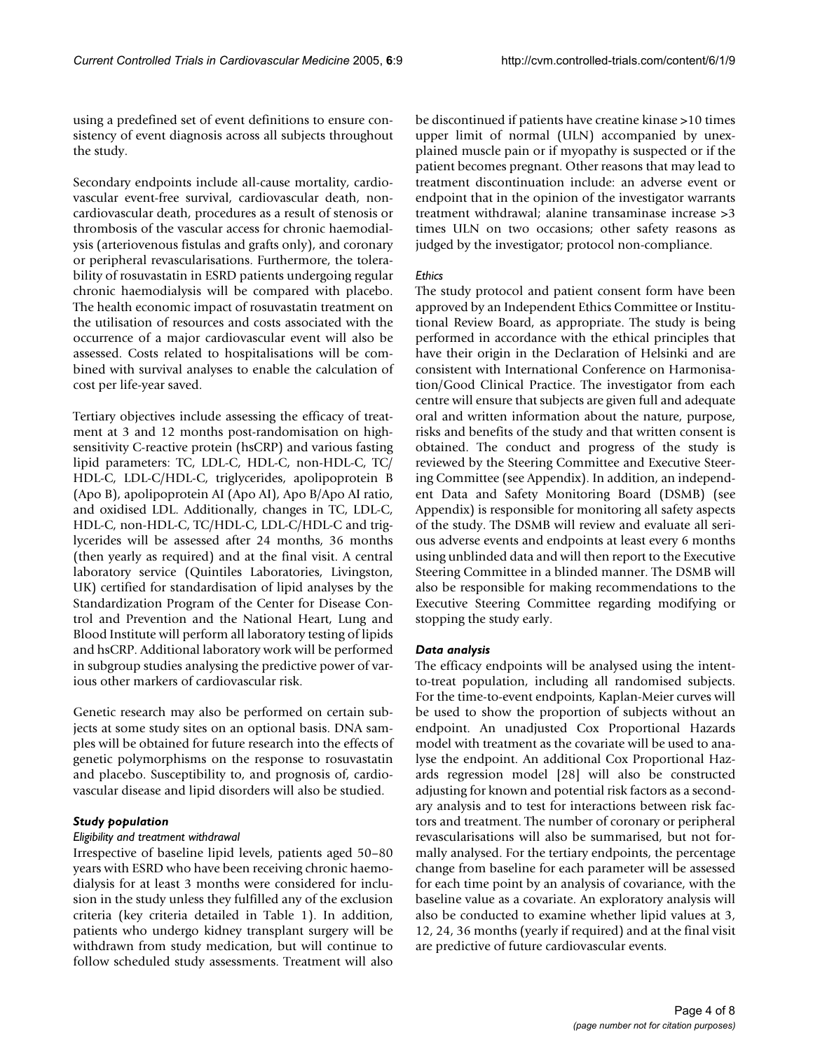using a predefined set of event definitions to ensure consistency of event diagnosis across all subjects throughout the study.

Secondary endpoints include all-cause mortality, cardiovascular event-free survival, cardiovascular death, non-cardiovascular death, procedures as a result of stenosis or thrombosis of the vascular access for chronic haemodialysis (arteriovenous fistulas and grafts only), and coronary or peripheral revascularisations. Furthermore, the tolerability of rosuvastatin in ESRD patients undergoing regular chronic haemodialysis will be compared with placebo. The health economic impact of rosuvastatin treatment on the utilisation of resources and costs associated with the occurrence of a major cardiovascular event will also be assessed. Costs related to hospitalisations will be combined with survival analyses to enable the calculation of cost per life-year saved.

Tertiary objectives include assessing the efficacy of treatment at 3 and 12 months post-randomisation on high-sensitivity C-reactive protein (hsCRP) and various fasting lipid parameters: TC, LDL-C, HDL-C, non-HDL-C, TC/HDL-C, LDL-C/HDL-C, triglycerides, apolipoprotein B (Apo B), apolipoprotein AI (Apo AI), Apo B/Apo AI ratio, and oxidised LDL. Additionally, changes in TC, LDL-C, HDL-C, non-HDL-C, TC/HDL-C, LDL-C/HDL-C and triglycerides will be assessed after 24 months, 36 months (then yearly as required) and at the final visit. A central laboratory service (Quintiles Laboratories, Livingston, UK) certified for standardisation of lipid analyses by the Standardization Program of the Center for Disease Control and Prevention and the National Heart, Lung and Blood Institute will perform all laboratory testing of lipids and hsCRP. Additional laboratory work will be performed in subgroup studies analysing the predictive power of various other markers of cardiovascular risk.

Genetic research may also be performed on certain subjects at some study sites on an optional basis. DNA samples will be obtained for future research into the effects of genetic polymorphisms on the response to rosuvastatin and placebo. Susceptibility to, and prognosis of, cardiovascular disease and lipid disorders will also be studied.

### *Study population*

#### *Eligibility and treatment withdrawal*

Irrespective of baseline lipid levels, patients aged 50–80 years with ESRD who have been receiving chronic haemodialysis for at least 3 months were considered for inclusion in the study unless they fulfilled any of the exclusion criteria (key criteria detailed in Table 1). In addition, patients who undergo kidney transplant surgery will be withdrawn from study medication, but will continue to follow scheduled study assessments. Treatment will also be discontinued if patients have creatine kinase >10 times upper limit of normal (ULN) accompanied by unexplained muscle pain or if myopathy is suspected or if the patient becomes pregnant. Other reasons that may lead to treatment discontinuation include: an adverse event or endpoint that in the opinion of the investigator warrants treatment withdrawal; alanine transaminase increase >3 times ULN on two occasions; other safety reasons as judged by the investigator; protocol non-compliance.

#### *Ethics*

The study protocol and patient consent form have been approved by an Independent Ethics Committee or Institutional Review Board, as appropriate. The study is being performed in accordance with the ethical principles that have their origin in the Declaration of Helsinki and are consistent with International Conference on Harmonisation/Good Clinical Practice. The investigator from each centre will ensure that subjects are given full and adequate oral and written information about the nature, purpose, risks and benefits of the study and that written consent is obtained. The conduct and progress of the study is reviewed by the Steering Committee and Executive Steering Committee (see Appendix). In addition, an independent Data and Safety Monitoring Board (DSMB) (see Appendix) is responsible for monitoring all safety aspects of the study. The DSMB will review and evaluate all serious adverse events and endpoints at least every 6 months using unblinded data and will then report to the Executive Steering Committee in a blinded manner. The DSMB will also be responsible for making recommendations to the Executive Steering Committee regarding modifying or stopping the study early.

### *Data analysis*

The efficacy endpoints will be analysed using the intent-to-treat population, including all randomised subjects. For the time-to-event endpoints, Kaplan-Meier curves will be used to show the proportion of subjects without an endpoint. An unadjusted Cox Proportional Hazards model with treatment as the covariate will be used to analyse the endpoint. An additional Cox Proportional Hazards regression model [28] will also be constructed adjusting for known and potential risk factors as a secondary analysis and to test for interactions between risk factors and treatment. The number of coronary or peripheral revascularisations will also be summarised, but not formally analysed. For the tertiary endpoints, the percentage change from baseline for each parameter will be assessed for each time point by an analysis of covariance, with the baseline value as a covariate. An exploratory analysis will also be conducted to examine whether lipid values at 3, 12, 24, 36 months (yearly if required) and at the final visit are predictive of future cardiovascular events.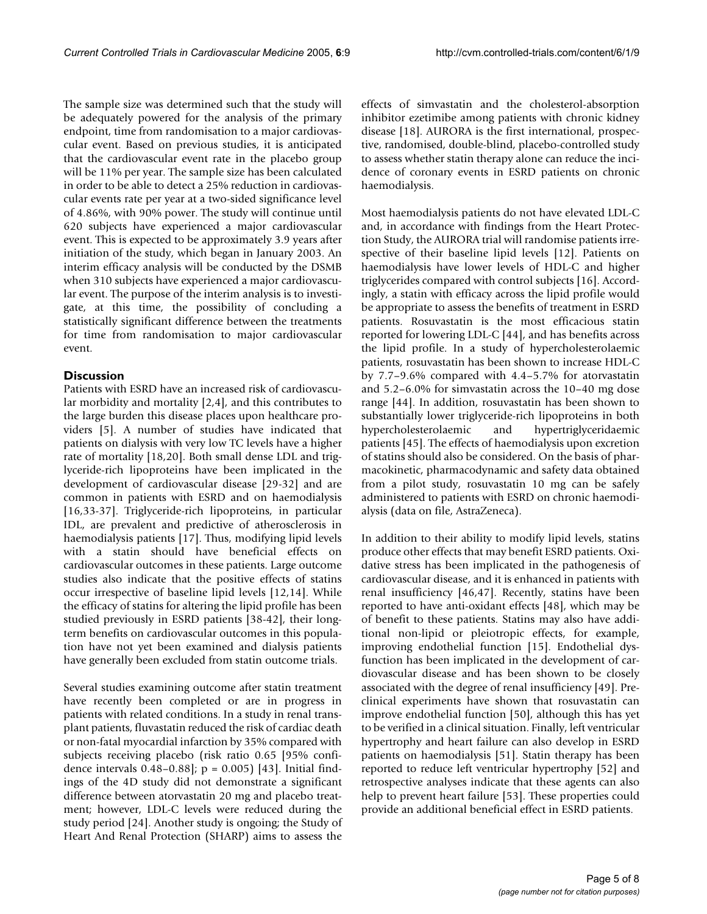The sample size was determined such that the study will be adequately powered for the analysis of the primary endpoint, time from randomisation to a major cardiovascular event. Based on previous studies, it is anticipated that the cardiovascular event rate in the placebo group will be 11% per year. The sample size has been calculated in order to be able to detect a 25% reduction in cardiovascular events rate per year at a two-sided significance level of 4.86%, with 90% power. The study will continue until 620 subjects have experienced a major cardiovascular event. This is expected to be approximately 3.9 years after initiation of the study, which began in January 2003. An interim efficacy analysis will be conducted by the DSMB when 310 subjects have experienced a major cardiovascular event. The purpose of the interim analysis is to investigate, at this time, the possibility of concluding a statistically significant difference between the treatments for time from randomisation to major cardiovascular event.

## Discussion

Patients with ESRD have an increased risk of cardiovascular morbidity and mortality [2,4], and this contributes to the large burden this disease places upon healthcare providers [5]. A number of studies have indicated that patients on dialysis with very low TC levels have a higher rate of mortality [18,20]. Both small dense LDL and triglyceride-rich lipoproteins have been implicated in the development of cardiovascular disease [29-32] and are common in patients with ESRD and on haemodialysis [16,33-37]. Triglyceride-rich lipoproteins, in particular IDL, are prevalent and predictive of atherosclerosis in haemodialysis patients [17]. Thus, modifying lipid levels with a statin should have beneficial effects on cardiovascular outcomes in these patients. Large outcome studies also indicate that the positive effects of statins occur irrespective of baseline lipid levels [12,14]. While the efficacy of statins for altering the lipid profile has been studied previously in ESRD patients [38-42], their long-term benefits on cardiovascular outcomes in this population have not yet been examined and dialysis patients have generally been excluded from statin outcome trials.

Several studies examining outcome after statin treatment have recently been completed or are in progress in patients with related conditions. In a study in renal transplant patients, fluvastatin reduced the risk of cardiac death or non-fatal myocardial infarction by 35% compared with subjects receiving placebo (risk ratio 0.65 [95% confidence intervals 0.48–0.88]; $p = 0.005$) [43]. Initial findings of the 4D study did not demonstrate a significant difference between atorvastatin 20 mg and placebo treatment; however, LDL-C levels were reduced during the study period [24]. Another study is ongoing; the Study of Heart And Renal Protection (SHARP) aims to assess the effects of simvastatin and the cholesterol-absorption inhibitor ezetimibe among patients with chronic kidney disease [18]. AURORA is the first international, prospective, randomised, double-blind, placebo-controlled study to assess whether statin therapy alone can reduce the incidence of coronary events in ESRD patients on chronic haemodialysis.

Most haemodialysis patients do not have elevated LDL-C and, in accordance with findings from the Heart Protection Study, the AURORA trial will randomise patients irrespective of their baseline lipid levels [12]. Patients on haemodialysis have lower levels of HDL-C and higher triglycerides compared with control subjects [16]. Accordingly, a statin with efficacy across the lipid profile would be appropriate to assess the benefits of treatment in ESRD patients. Rosuvastatin is the most efficacious statin reported for lowering LDL-C [44], and has benefits across the lipid profile. In a study of hypercholesterolaemic patients, rosuvastatin has been shown to increase HDL-C by 7.7–9.6% compared with 4.4–5.7% for atorvastatin and 5.2–6.0% for simvastatin across the 10–40 mg dose range [44]. In addition, rosuvastatin has been shown to substantially lower triglyceride-rich lipoproteins in both hypercholesterolaemic and hypertriglyceridaemic patients [45]. The effects of haemodialysis upon excretion of statins should also be considered. On the basis of pharmacokinetic, pharmacodynamic and safety data obtained from a pilot study, rosuvastatin 10 mg can be safely administered to patients with ESRD on chronic haemodialysis (data on file, AstraZeneca).

In addition to their ability to modify lipid levels, statins produce other effects that may benefit ESRD patients. Oxidative stress has been implicated in the pathogenesis of cardiovascular disease, and it is enhanced in patients with renal insufficiency [46,47]. Recently, statins have been reported to have anti-oxidant effects [48], which may be of benefit to these patients. Statins may also have additional non-lipid or pleiotropic effects, for example, improving endothelial function [15]. Endothelial dysfunction has been implicated in the development of cardiovascular disease and has been shown to be closely associated with the degree of renal insufficiency [49]. Preclinical experiments have shown that rosuvastatin can improve endothelial function [50], although this has yet to be verified in a clinical situation. Finally, left ventricular hypertrophy and heart failure can also develop in ESRD patients on haemodialysis [51]. Statin therapy has been reported to reduce left ventricular hypertrophy [52] and retrospective analyses indicate that these agents can also help to prevent heart failure [53]. These properties could provide an additional beneficial effect in ESRD patients.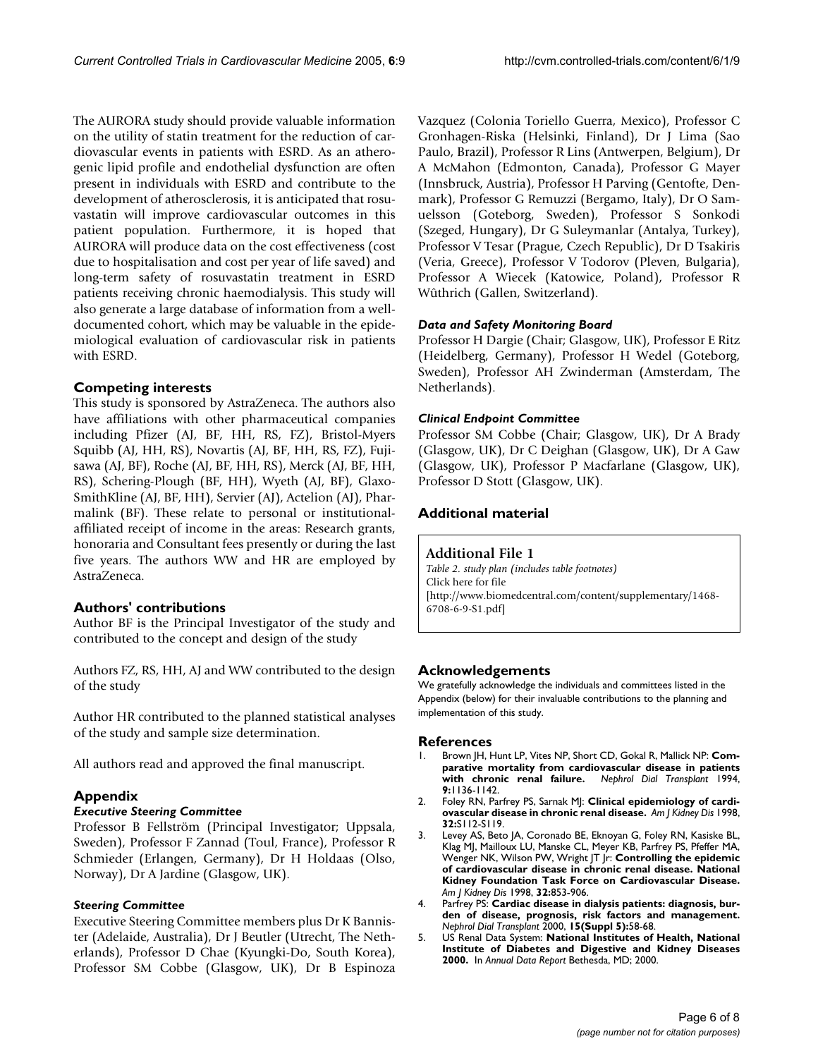The AURORA study should provide valuable information on the utility of statin treatment for the reduction of cardiovascular events in patients with ESRD. As an atherogenic lipid profile and endothelial dysfunction are often present in individuals with ESRD and contribute to the development of atherosclerosis, it is anticipated that rosuvastatin will improve cardiovascular outcomes in this patient population. Furthermore, it is hoped that AURORA will produce data on the cost effectiveness (cost due to hospitalisation and cost per year of life saved) and long-term safety of rosuvastatin treatment in ESRD patients receiving chronic haemodialysis. This study will also generate a large database of information from a well-documented cohort, which may be valuable in the epidemiological evaluation of cardiovascular risk in patients with ESRD.

## Competing interests

This study is sponsored by AstraZeneca. The authors also have affiliations with other pharmaceutical companies including Pfizer (AJ, BF, HH, RS, FZ), Bristol-Myers Squibb (AJ, HH, RS), Novartis (AJ, BF, HH, RS, FZ), Fujisawa (AJ, BF), Roche (AJ, BF, HH, RS), Merck (AJ, BF, HH, RS), Schering-Plough (BF, HH), Wyeth (AJ, BF), GlaxoSmithKline (AJ, BF, HH), Servier (AJ), Actelion (AJ), Pharmalink (BF). These relate to personal or institutional-affiliated receipt of income in the areas: Research grants, honoraria and Consultant fees presently or during the last five years. The authors WW and HR are employed by AstraZeneca.

## Authors' contributions

Author BF is the Principal Investigator of the study and contributed to the concept and design of the study

Authors FZ, RS, HH, AJ and WW contributed to the design of the study

Author HR contributed to the planned statistical analyses of the study and sample size determination.

All authors read and approved the final manuscript.

## Appendix

### *Executive Steering Committee*

Professor B Fellström (Principal Investigator; Uppsala, Sweden), Professor F Zannad (Toul, France), Professor R Schmieder (Erlangen, Germany), Dr H Holdaas (Olso, Norway), Dr A Jardine (Glasgow, UK).

### *Steering Committee*

Executive Steering Committee members plus Dr K Bannister (Adelaide, Australia), Dr J Beutler (Utrecht, The Netherlands), Professor D Chae (Kyungki-Do, South Korea), Professor SM Cobbe (Glasgow, UK), Dr B Espinoza Vazquez (Colonia Toriello Guerra, Mexico), Professor C Gronhagen-Riska (Helsinki, Finland), Dr J Lima (Sao Paulo, Brazil), Professor R Lins (Antwerpen, Belgium), Dr A McMahon (Edmonton, Canada), Professor G Mayer (Innsbruck, Austria), Professor H Parving (Gentofte, Denmark), Professor G Remuzzi (Bergamo, Italy), Dr O Samuelsson (Goteborg, Sweden), Professor S Sonkodi (Szeged, Hungary), Dr G Suleymanlar (Antalya, Turkey), Professor V Tesar (Prague, Czech Republic), Dr D Tsakiris (Veria, Greece), Professor V Todorov (Pleven, Bulgaria), Professor A Wiecek (Katowice, Poland), Professor R Wûthrich (Gallen, Switzerland).

### *Data and Safety Monitoring Board*

Professor H Dargie (Chair; Glasgow, UK), Professor E Ritz (Heidelberg, Germany), Professor H Wedel (Goteborg, Sweden), Professor AH Zwinderman (Amsterdam, The Netherlands).

### *Clinical Endpoint Committee*

Professor SM Cobbe (Chair; Glasgow, UK), Dr A Brady (Glasgow, UK), Dr C Deighan (Glasgow, UK), Dr A Gaw (Glasgow, UK), Professor P Macfarlane (Glasgow, UK), Professor D Stott (Glasgow, UK).

## Additional material

**Additional File 1**
*Table 2. study plan (includes table footnotes)*
Click here for file
[http://www.biomedcentral.com/content/supplementary/1468-6708-6-9-S1.pdf]

## Acknowledgements

We gratefully acknowledge the individuals and committees listed in the Appendix (below) for their invaluable contributions to the planning and implementation of this study.

## References

1. Brown JH, Hunt LP, Vites NP, Short CD, Gokal R, Mallick NP: **Comparative mortality from cardiovascular disease in patients with chronic renal failure.** *Nephrol Dial Transplant* 1994, **9:**1136-1142.
2. Foley RN, Parfrey PS, Sarnak MJ: **Clinical epidemiology of cardiovascular disease in chronic renal disease.** *Am J Kidney Dis* 1998, **32:**S112-S119.
3. Levey AS, Beto JA, Coronado BE, Eknoyan G, Foley RN, Kasiske BL, Klag MJ, Mailloux LU, Manske CL, Meyer KB, Parfrey PS, Pfeffer MA, Wenger NK, Wilson PW, Wright JT Jr: **Controlling the epidemic of cardiovascular disease in chronic renal disease. National Kidney Foundation Task Force on Cardiovascular Disease.** *Am J Kidney Dis* 1998, **32:**853-906.
4. Parfrey PS: **Cardiac disease in dialysis patients: diagnosis, burden of disease, prognosis, risk factors and management.** *Nephrol Dial Transplant* 2000, **15(Suppl 5):**58-68.
5. US Renal Data System: **National Institutes of Health, National Institute of Diabetes and Digestive and Kidney Diseases 2000.** In *Annual Data Report* Bethesda, MD; 2000.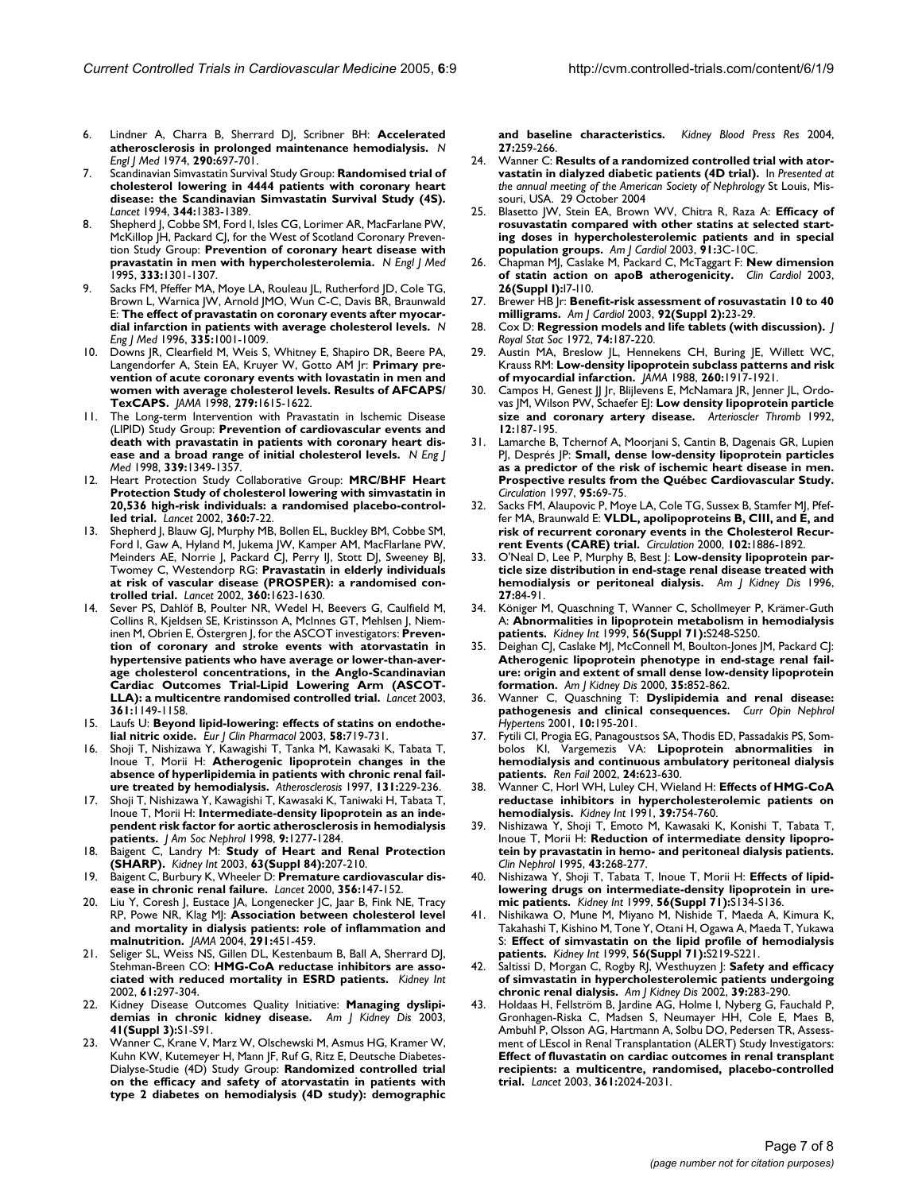6. Lindner A, Charra B, Sherrard DJ, Scribner BH: **Accelerated atherosclerosis in prolonged maintenance hemodialysis.** *N Engl J Med* 1974, **290:**697-701.
7. Scandinavian Simvastatin Survival Study Group: **Randomised trial of cholesterol lowering in 4444 patients with coronary heart disease: the Scandinavian Simvastatin Survival Study (4S).** *Lancet* 1994, **344:**1383-1389.
8. Shepherd J, Cobbe SM, Ford I, Isles CG, Lorimer AR, MacFarlane PW, McKillop JH, Packard CJ, for the West of Scotland Coronary Prevention Study Group: **Prevention of coronary heart disease with pravastatin in men with hypercholesterolemia.** *N Engl J Med* 1995, **333:**1301-1307.
9. Sacks FM, Pfeffer MA, Moye LA, Rouleau JL, Rutherford JD, Cole TG, Brown L, Warnica JW, Arnold JMO, Wun C-C, Davis BR, Braunwald E: **The effect of pravastatin on coronary events after myocardial infarction in patients with average cholesterol levels.** *N Eng J Med* 1996, **335:**1001-1009.
10. Downs JR, Clearfield M, Weis S, Whitney E, Shapiro DR, Beere PA, Langendorfer A, Stein EA, Kruyer W, Gotto AM Jr: **Primary prevention of acute coronary events with lovastatin in men and women with average cholesterol levels. Results of AFCAPS/TexCAPS.** *JAMA* 1998, **279:**1615-1622.
11. The Long-term Intervention with Pravastatin in Ischemic Disease (LIPID) Study Group: **Prevention of cardiovascular events and death with pravastatin in patients with coronary heart disease and a broad range of initial cholesterol levels.** *N Eng J Med* 1998, **339:**1349-1357.
12. Heart Protection Study Collaborative Group: **MRC/BHF Heart Protection Study of cholesterol lowering with simvastatin in 20,536 high-risk individuals: a randomised placebo-controlled trial.** *Lancet* 2002, **360:**7-22.
13. Shepherd J, Blauw GJ, Murphy MB, Bollen EL, Buckley BM, Cobbe SM, Ford I, Gaw A, Hyland M, Jukema JW, Kamper AM, MacFlarlane PW, Meinders AE, Norrie J, Packard CJ, Perry IJ, Stott DJ, Sweeney BJ, Twomey C, Westendorp RG: **Pravastatin in elderly individuals at risk of vascular disease (PROSPER): a randomised controlled trial.** *Lancet* 2002, **360:**1623-1630.
14. Sever PS, Dahlöf B, Poulter NR, Wedel H, Beevers G, Caulfield M, Collins R, Kjeldsen SE, Kristinsson A, McInnes GT, Mehlsen J, Nieminen M, Obrien E, Östergren J, for the ASCOT investigators: **Prevention of coronary and stroke events with atorvastatin in hypertensive patients who have average or lower-than-average cholesterol concentrations, in the Anglo-Scandinavian Cardiac Outcomes Trial-Lipid Lowering Arm (ASCOT-LLA): a multicentre randomised controlled trial.** *Lancet* 2003, **361:**1149-1158.
15. Laufs U: **Beyond lipid-lowering: effects of statins on endothelial nitric oxide.** *Eur J Clin Pharmacol* 2003, **58:**719-731.
16. Shoji T, Nishizawa Y, Kawagishi T, Tanka M, Kawasaki K, Tabata T, Inoue T, Morii H: **Atherogenic lipoprotein changes in the absence of hyperlipidemia in patients with chronic renal failure treated by hemodialysis.** *Atherosclerosis* 1997, **131:**229-236.
17. Shoji T, Nishizawa Y, Kawagishi T, Kawasaki K, Taniwaki H, Tabata T, Inoue T, Morii H: **Intermediate-density lipoprotein as an independent risk factor for aortic atherosclerosis in hemodialysis patients.** *J Am Soc Nephrol* 1998, **9:**1277-1284.
18. Baigent C, Landry M: **Study of Heart and Renal Protection (SHARP).** *Kidney Int* 2003, **63(Suppl 84):**207-210.
19. Baigent C, Burbury K, Wheeler D: **Premature cardiovascular disease in chronic renal failure.** *Lancet* 2000, **356:**147-152.
20. Liu Y, Coresh J, Eustace JA, Longenecker JC, Jaar B, Fink NE, Tracy RP, Powe NR, Klag MJ: **Association between cholesterol level and mortality in dialysis patients: role of inflammation and malnutrition.** *JAMA* 2004, **291:**451-459.
21. Seliger SL, Weiss NS, Gillen DL, Kestenbaum B, Ball A, Sherrard DJ, Stehman-Breen CO: **HMG-CoA reductase inhibitors are associated with reduced mortality in ESRD patients.** *Kidney Int* 2002, **61:**297-304.
22. Kidney Disease Outcomes Quality Initiative: **Managing dyslipidemias in chronic kidney disease.** *Am J Kidney Dis* 2003, **41(Suppl 3):**S1-S91.
23. Wanner C, Krane V, Marz W, Olschewski M, Asmus HG, Kramer W, Kuhn KW, Kutemeyer H, Mann JF, Ruf G, Ritz E, Deutsche Diabetes-Dialyse-Studie (4D) Study Group: **Randomized controlled trial on the efficacy and safety of atorvastatin in patients with type 2 diabetes on hemodialysis (4D study): demographic and baseline characteristics.** *Kidney Blood Press Res* 2004, **27:**259-266.
24. Wanner C: **Results of a randomized controlled trial with atorvastatin in dialyzed diabetic patients (4D trial).** In *Presented at the annual meeting of the American Society of Nephrology* St Louis, Missouri, USA. 29 October 2004
25. Blasetto JW, Stein EA, Brown WV, Chitra R, Raza A: **Efficacy of rosuvastatin compared with other statins at selected starting doses in hypercholesterolemic patients and in special population groups.** *Am J Cardiol* 2003, **91:**3C-10C.
26. Chapman MJ, Caslake M, Packard C, McTaggart F: **New dimension of statin action on apoB atherogenicity.** *Clin Cardiol* 2003, **26(Suppl I):**I7-I10.
27. Brewer HB Jr: **Benefit-risk assessment of rosuvastatin 10 to 40 milligrams.** *Am J Cardiol* 2003, **92(Suppl 2):**23-29.
28. Cox D: **Regression models and life tablets (with discussion).** *J Royal Stat Soc* 1972, **74:**187-220.
29. Austin MA, Breslow JL, Hennekens CH, Buring JE, Willett WC, Krauss RM: **Low-density lipoprotein subclass patterns and risk of myocardial infarction.** *JAMA* 1988, **260:**1917-1921.
30. Campos H, Genest JJ Jr, Blijlevens E, McNamara JR, Jenner JL, Ordovas JM, Wilson PW, Schaefer EJ: **Low density lipoprotein particle size and coronary artery disease.** *Arterioscler Thromb* 1992, **12:**187-195.
31. Lamarche B, Tchernof A, Moorjani S, Cantin B, Dagenais GR, Lupien PJ, Després JP: **Small, dense low-density lipoprotein particles as a predictor of the risk of ischemic heart disease in men. Prospective results from the Québec Cardiovascular Study.** *Circulation* 1997, **95:**69-75.
32. Sacks FM, Alaupovic P, Moye LA, Cole TG, Sussex B, Stamfer MJ, Pfeffer MA, Braunwald E: **VLDL, apolipoproteins B, CIII, and E, and risk of recurrent coronary events in the Cholesterol Recurrent Events (CARE) trial.** *Circulation* 2000, **102:**1886-1892.
33. O'Neal D, Lee P, Murphy B, Best J: **Low-density lipoprotein particle size distribution in end-stage renal disease treated with hemodialysis or peritoneal dialysis.** *Am J Kidney Dis* 1996, **27:**84-91.
34. Königer M, Quaschning T, Wanner C, Schollmeyer P, Krämer-Guth A: **Abnormalities in lipoprotein metabolism in hemodialysis patients.** *Kidney Int* 1999, **56(Suppl 71):**S248-S250.
35. Deighan CJ, Caslake MJ, McConnell M, Boulton-Jones JM, Packard CJ: **Atherogenic lipoprotein phenotype in end-stage renal failure: origin and extent of small dense low-density lipoprotein formation.** *Am J Kidney Dis* 2000, **35:**852-862.
36. Wanner C, Quaschning T: **Dyslipidemia and renal disease: pathogenesis and clinical consequences.** *Curr Opin Nephrol Hypertens* 2001, **10:**195-201.
37. Fytili CI, Progia EG, Panagoustsos SA, Thodis ED, Passadakis PS, Sombolos KI, Vargemezis VA: **Lipoprotein abnormalities in hemodialysis and continuous ambulatory peritoneal dialysis patients.** *Ren Fail* 2002, **24:**623-630.
38. Wanner C, Horl WH, Luley CH, Wieland H: **Effects of HMG-CoA reductase inhibitors in hypercholesterolemic patients on hemodialysis.** *Kidney Int* 1991, **39:**754-760.
39. Nishizawa Y, Shoji T, Emoto M, Kawasaki K, Konishi T, Tabata T, Inoue T, Morii H: **Reduction of intermediate density lipoprotein by pravastatin in hemo- and peritoneal dialysis patients.** *Clin Nephrol* 1995, **43:**268-277.
40. Nishizawa Y, Shoji T, Tabata T, Inoue T, Morii H: **Effects of lipid-lowering drugs on intermediate-density lipoprotein in uremic patients.** *Kidney Int* 1999, **56(Suppl 71):**S134-S136.
41. Nishikawa O, Mune M, Miyano M, Nishide T, Maeda A, Kimura K, Takahashi T, Kishino M, Tone Y, Otani H, Ogawa A, Maeda T, Yukawa S: **Effect of simvastatin on the lipid profile of hemodialysis patients.** *Kidney Int* 1999, **56(Suppl 71):**S219-S221.
42. Saltissi D, Morgan C, Rogby RJ, Westhuyzen J: **Safety and efficacy of simvastatin in hypercholesterolemic patients undergoing chronic renal dialysis.** *Am J Kidney Dis* 2002, **39:**283-290.
43. Holdaas H, Fellström B, Jardine AG, Holme I, Nyberg G, Fauchald P, Gronhagen-Riska C, Madsen S, Neumayer HH, Cole E, Maes B, Ambuhl P, Olsson AG, Hartmann A, Solbu DO, Pedersen TR, Assessment of LEscol in Renal Transplantation (ALERT) Study Investigators: **Effect of fluvastatin on cardiac outcomes in renal transplant recipients: a multicentre, randomised, placebo-controlled trial.** *Lancet* 2003, **361:**2024-2031.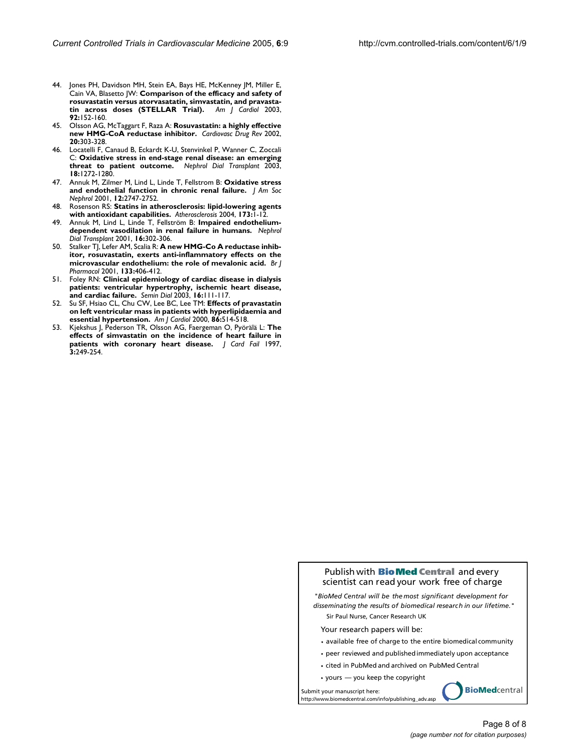44. Jones PH, Davidson MH, Stein EA, Bays HE, McKenney JM, Miller E, Cain VA, Blasetto JW: **Comparison of the efficacy and safety of rosuvastatin versus atorvasatatin, simvastatin, and pravastatin across doses (STELLAR Trial).** *Am J Cardiol* 2003, **92:**152-160.
45. Olsson AG, McTaggart F, Raza A: **Rosuvastatin: a highly effective new HMG-CoA reductase inhibitor.** *Cardiovasc Drug Rev* 2002, **20:**303-328.
46. Locatelli F, Canaud B, Eckardt K-U, Stenvinkel P, Wanner C, Zoccali C: **Oxidative stress in end-stage renal disease: an emerging threat to patient outcome.** *Nephrol Dial Transplant* 2003, **18:**1272-1280.
47. Annuk M, Zilmer M, Lind L, Linde T, Fellstrom B: **Oxidative stress and endothelial function in chronic renal failure.** *J Am Soc Nephrol* 2001, **12:**2747-2752.
48. Rosenson RS: **Statins in atherosclerosis: lipid-lowering agents with antioxidant capabilities.** *Atherosclerosis* 2004, **173:**1-12.
49. Annuk M, Lind L, Linde T, Fellström B: **Impaired endothelium-dependent vasodilation in renal failure in humans.** *Nephrol Dial Transplant* 2001, **16:**302-306.
50. Stalker TJ, Lefer AM, Scalia R: **A new HMG-Co A reductase inhibitor, rosuvastatin, exerts anti-inflammatory effects on the microvascular endothelium: the role of mevalonic acid.** *Br J Pharmacol* 2001, **133:**406-412.
51. Foley RN: **Clinical epidemiology of cardiac disease in dialysis patients: ventricular hypertrophy, ischemic heart disease, and cardiac failure.** *Semin Dial* 2003, **16:**111-117.
52. Su SF, Hsiao CL, Chu CW, Lee BC, Lee TM: **Effects of pravastatin on left ventricular mass in patients with hyperlipidaemia and essential hypertension.** *Am J Cardiol* 2000, **86:**514-518.
53. Kjekshus J, Pederson TR, Olsson AG, Faergeman O, Pyörälä L: **The effects of simvastatin on the incidence of heart failure in patients with coronary heart disease.** *J Card Fail* 1997, **3:**249-254.

Publish with **BioMed Central** and every scientist can read your work free of charge

*"BioMed Central will be the most significant development for disseminating the results of biomedical research in our lifetime."*

Sir Paul Nurse, Cancer Research UK

Your research papers will be:

- available free of charge to the entire biomedical community
- peer reviewed and published immediately upon acceptance
- cited in PubMed and archived on PubMed Central
- yours — you keep the copyright

Submit your manuscript here:
http://www.biomedcentral.com/info/publishing_adv.asp

**BioMed**central